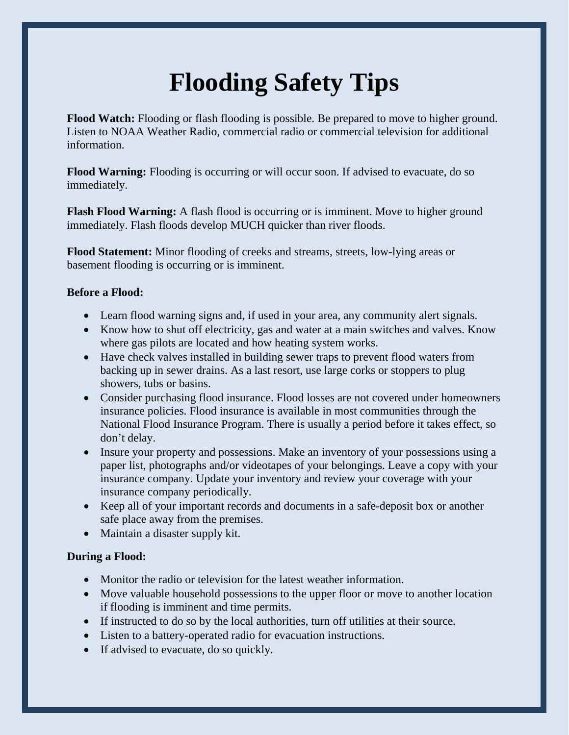# Flooding Safety Tips

**Flood Watch:** Flooding or flash flooding is possible. Be prepared to move to higher ground. Listen to NOAA Weather Radio, commercial radio or commercial television for additional information.

**Flood Warning:** Flooding is occurring or will occur soon. If advised to evacuate, do so immediately.

**Flash Flood Warning:** A flash flood is occurring or is imminent. Move to higher ground immediately. Flash floods develop MUCH quicker than river floods.

**Flood Statement:** Minor flooding of creeks and streams, streets, low-lying areas or basement flooding is occurring or is imminent.

**Before a Flood:**

- Learn flood warning signs and, if used in your area, any community alert signals.
- Know how to shut off electricity, gas and water at a main switches and valves. Know where gas pilots are located and how heating system works.
- Have check valves installed in building sewer traps to prevent flood waters from backing up in sewer drains. As a last resort, use large corks or stoppers to plug showers, tubs or basins.
- Consider purchasing flood insurance. Flood losses are not covered under homeowners insurance policies. Flood insurance is available in most communities through the National Flood Insurance Program. There is usually a period before it takes effect, so don't delay.
- Insure your property and possessions. Make an inventory of your possessions using a paper list, photographs and/or videotapes of your belongings. Leave a copy with your insurance company. Update your inventory and review your coverage with your insurance company periodically.
- Keep all of your important records and documents in a safe-deposit box or another safe place away from the premises.
- Maintain a disaster supply kit.

**During a Flood:**

- Monitor the radio or television for the latest weather information.
- Move valuable household possessions to the upper floor or move to another location if flooding is imminent and time permits.
- If instructed to do so by the local authorities, turn off utilities at their source.
- Listen to a battery-operated radio for evacuation instructions.
- If advised to evacuate, do so quickly.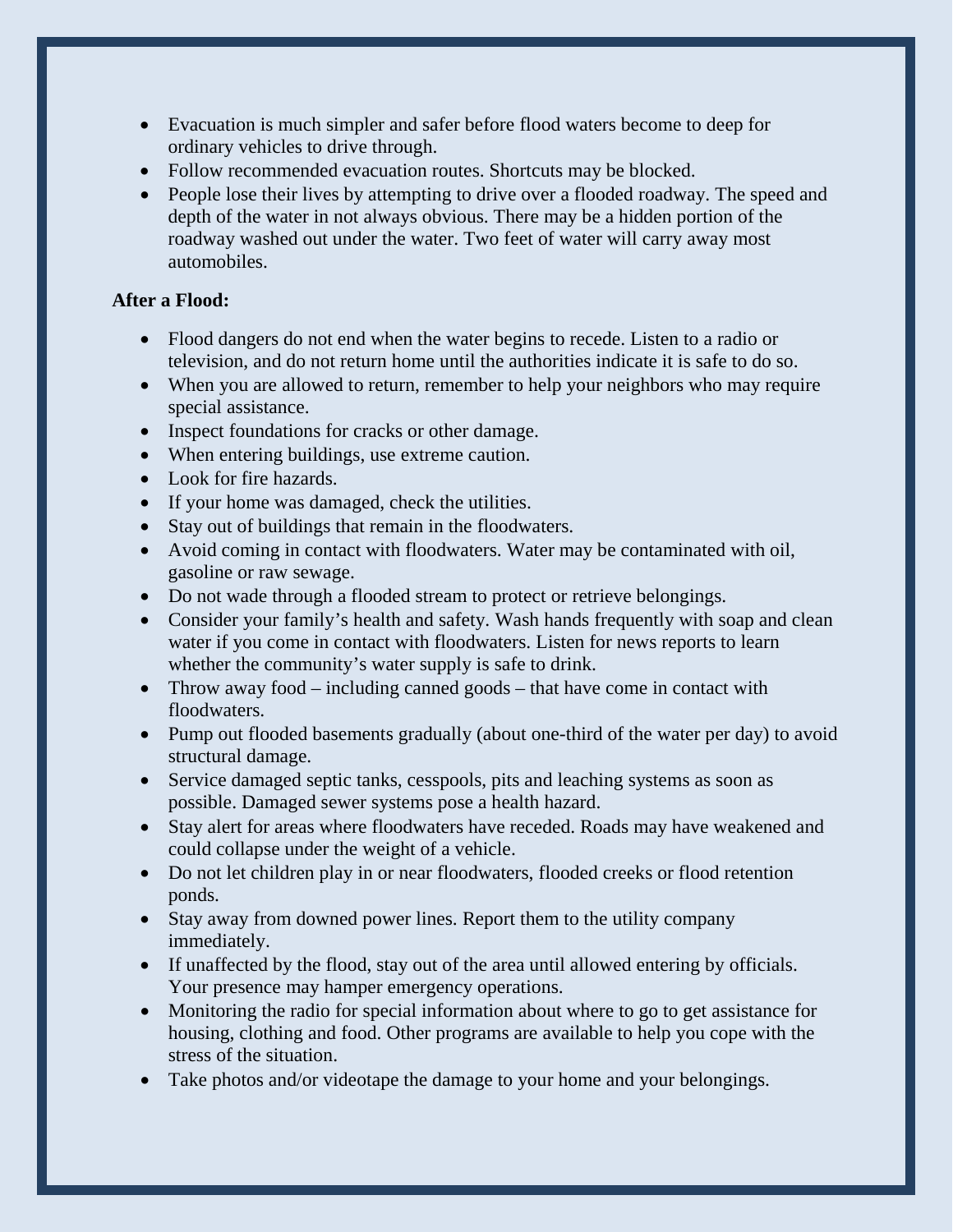- Evacuation is much simpler and safer before flood waters become to deep for ordinary vehicles to drive through.
- Follow recommended evacuation routes. Shortcuts may be blocked.
- People lose their lives by attempting to drive over a flooded roadway. The speed and depth of the water in not always obvious. There may be a hidden portion of the roadway washed out under the water. Two feet of water will carry away most automobiles.

**After a Flood:**

- Flood dangers do not end when the water begins to recede. Listen to a radio or television, and do not return home until the authorities indicate it is safe to do so.
- When you are allowed to return, remember to help your neighbors who may require special assistance.
- Inspect foundations for cracks or other damage.
- When entering buildings, use extreme caution.
- Look for fire hazards.
- If your home was damaged, check the utilities.
- Stay out of buildings that remain in the floodwaters.
- Avoid coming in contact with floodwaters. Water may be contaminated with oil, gasoline or raw sewage.
- Do not wade through a flooded stream to protect or retrieve belongings.
- Consider your family's health and safety. Wash hands frequently with soap and clean water if you come in contact with floodwaters. Listen for news reports to learn whether the community's water supply is safe to drink.
- Throw away food – including canned goods – that have come in contact with floodwaters.
- Pump out flooded basements gradually (about one-third of the water per day) to avoid structural damage.
- Service damaged septic tanks, cesspools, pits and leaching systems as soon as possible. Damaged sewer systems pose a health hazard.
- Stay alert for areas where floodwaters have receded. Roads may have weakened and could collapse under the weight of a vehicle.
- Do not let children play in or near floodwaters, flooded creeks or flood retention ponds.
- Stay away from downed power lines. Report them to the utility company immediately.
- If unaffected by the flood, stay out of the area until allowed entering by officials. Your presence may hamper emergency operations.
- Monitoring the radio for special information about where to go to get assistance for housing, clothing and food. Other programs are available to help you cope with the stress of the situation.
- Take photos and/or videotape the damage to your home and your belongings.